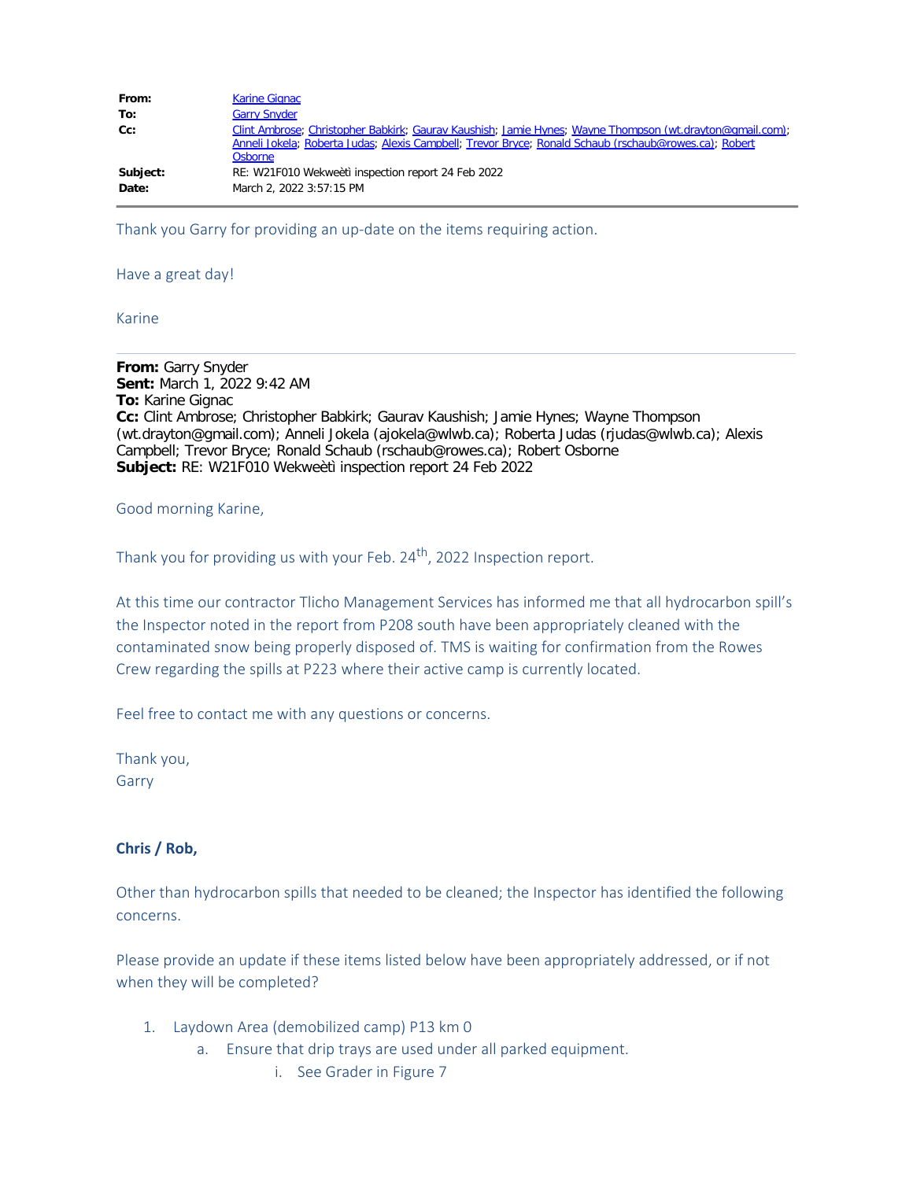**From:** Karine Gignac
**To:** Garry Snyder
**Cc:** Clint Ambrose; Christopher Babkirk; Gaurav Kaushish; Jamie Hynes; Wayne Thompson (wt.drayton@gmail.com); Anneli Jokela; Roberta Judas; Alexis Campbell; Trevor Bryce; Ronald Schaub (rschaub@rowes.ca); Robert Osborne
**Subject:** RE: W21F010 Wekweètì inspection report 24 Feb 2022
**Date:** March 2, 2022 3:57:15 PM

---

Thank you Garry for providing an up-date on the items requiring action.

Have a great day!

Karine

---

**From:** Garry Snyder
**Sent:** March 1, 2022 9:42 AM
**To:** Karine Gignac
**Cc:** Clint Ambrose; Christopher Babkirk; Gaurav Kaushish; Jamie Hynes; Wayne Thompson (wt.drayton@gmail.com); Anneli Jokela (ajokela@wlwb.ca); Roberta Judas (rjudas@wlwb.ca); Alexis Campbell; Trevor Bryce; Ronald Schaub (rschaub@rowes.ca); Robert Osborne
**Subject:** RE: W21F010 Wekweètì inspection report 24 Feb 2022

Good morning Karine,

Thank you for providing us with your Feb. 24th, 2022 Inspection report.

At this time our contractor Tlicho Management Services has informed me that all hydrocarbon spill's the Inspector noted in the report from P208 south have been appropriately cleaned with the contaminated snow being properly disposed of. TMS is waiting for confirmation from the Rowes Crew regarding the spills at P223 where their active camp is currently located.

Feel free to contact me with any questions or concerns.

Thank you,
Garry

**Chris / Rob,**

Other than hydrocarbon spills that needed to be cleaned; the Inspector has identified the following concerns.

Please provide an update if these items listed below have been appropriately addressed, or if not when they will be completed?

1. Laydown Area (demobilized camp) P13 km 0
   a. Ensure that drip trays are used under all parked equipment.
      i. See Grader in Figure 7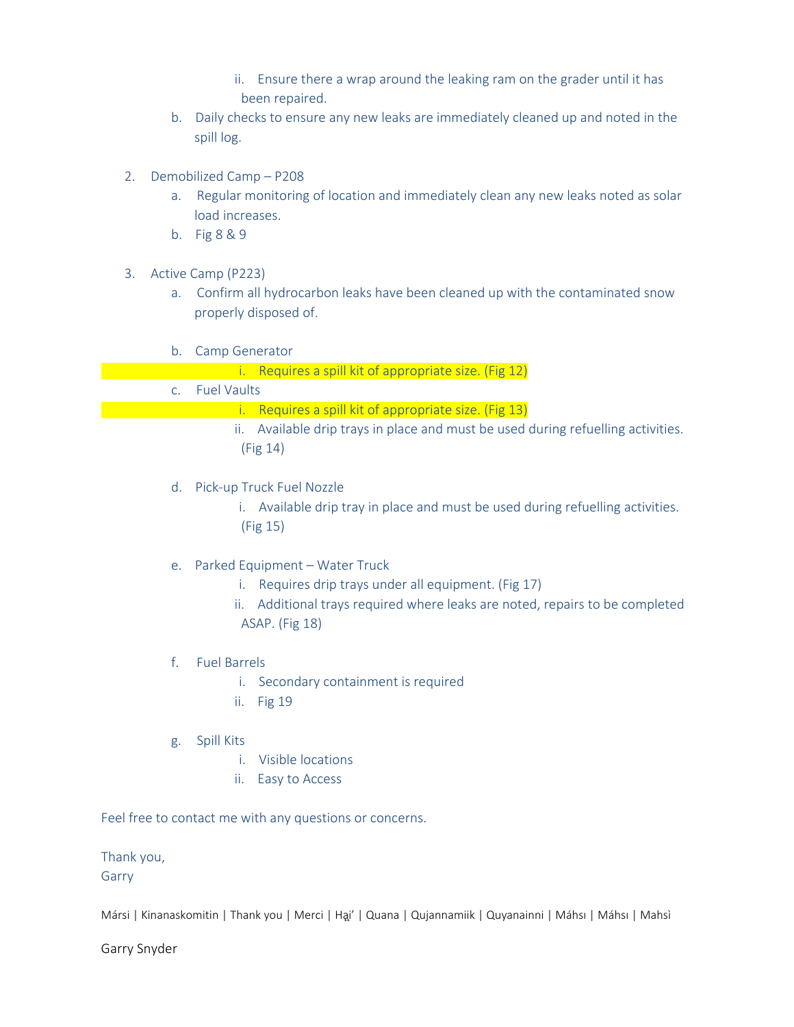- ii. Ensure there a wrap around the leaking ram on the grader until it has been repaired.
   - b. Daily checks to ensure any new leaks are immediately cleaned up and noted in the spill log.

2. Demobilized Camp – P208
   - a. Regular monitoring of location and immediately clean any new leaks noted as solar load increases.
   - b. Fig 8 & 9

3. Active Camp (P223)
   - a. Confirm all hydrocarbon leaks have been cleaned up with the contaminated snow properly disposed of.

   - b. Camp Generator
     - i. Requires a spill kit of appropriate size. (Fig 12)
   - c. Fuel Vaults
     - i. Requires a spill kit of appropriate size. (Fig 13)
     - ii. Available drip trays in place and must be used during refuelling activities. (Fig 14)

   - d. Pick-up Truck Fuel Nozzle
     - i. Available drip tray in place and must be used during refuelling activities. (Fig 15)

   - e. Parked Equipment – Water Truck
     - i. Requires drip trays under all equipment. (Fig 17)
     - ii. Additional trays required where leaks are noted, repairs to be completed ASAP. (Fig 18)

   - f. Fuel Barrels
     - i. Secondary containment is required
     - ii. Fig 19

   - g. Spill Kits
     - i. Visible locations
     - ii. Easy to Access

Feel free to contact me with any questions or concerns.

Thank you,
Garry

Mársi | Kinanaskomitin | Thank you | Merci | Hąį' | Quana | Qujannamiik | Quyanainni | Máhsı | Máhsı | Mahsì

Garry Snyder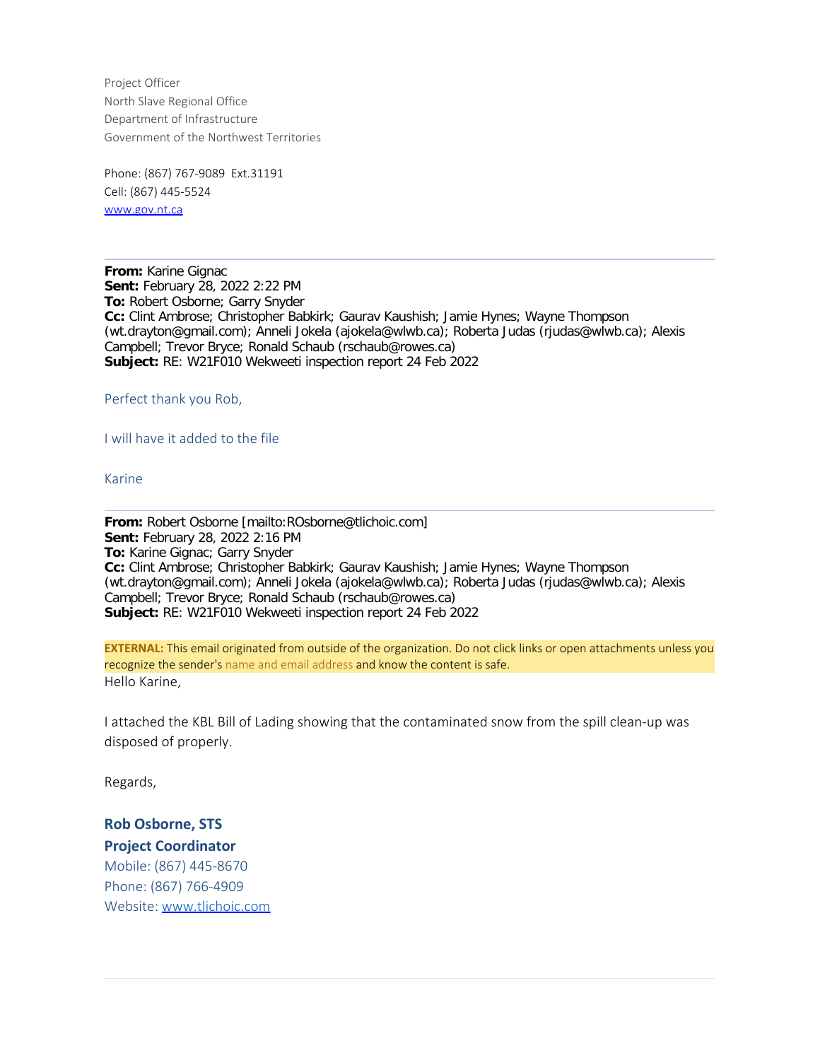Project Officer
North Slave Regional Office
Department of Infrastructure
Government of the Northwest Territories

Phone: (867) 767-9089 Ext.31191
Cell: (867) 445-5524
www.gov.nt.ca

---

**From:** Karine Gignac
**Sent:** February 28, 2022 2:22 PM
**To:** Robert Osborne; Garry Snyder
**Cc:** Clint Ambrose; Christopher Babkirk; Gaurav Kaushish; Jamie Hynes; Wayne Thompson (wt.drayton@gmail.com); Anneli Jokela (ajokela@wlwb.ca); Roberta Judas (rjudas@wlwb.ca); Alexis Campbell; Trevor Bryce; Ronald Schaub (rschaub@rowes.ca)
**Subject:** RE: W21F010 Wekweeti inspection report 24 Feb 2022

Perfect thank you Rob,

I will have it added to the file

Karine

---

**From:** Robert Osborne [mailto:ROsborne@tlichoic.com]
**Sent:** February 28, 2022 2:16 PM
**To:** Karine Gignac; Garry Snyder
**Cc:** Clint Ambrose; Christopher Babkirk; Gaurav Kaushish; Jamie Hynes; Wayne Thompson (wt.drayton@gmail.com); Anneli Jokela (ajokela@wlwb.ca); Roberta Judas (rjudas@wlwb.ca); Alexis Campbell; Trevor Bryce; Ronald Schaub (rschaub@rowes.ca)
**Subject:** RE: W21F010 Wekweeti inspection report 24 Feb 2022

**EXTERNAL:** This email originated from outside of the organization. Do not click links or open attachments unless you recognize the sender's name and email address and know the content is safe.

Hello Karine,

I attached the KBL Bill of Lading showing that the contaminated snow from the spill clean-up was disposed of properly.

Regards,

**Rob Osborne, STS**
**Project Coordinator**
Mobile: (867) 445-8670
Phone: (867) 766-4909
Website: www.tlichoic.com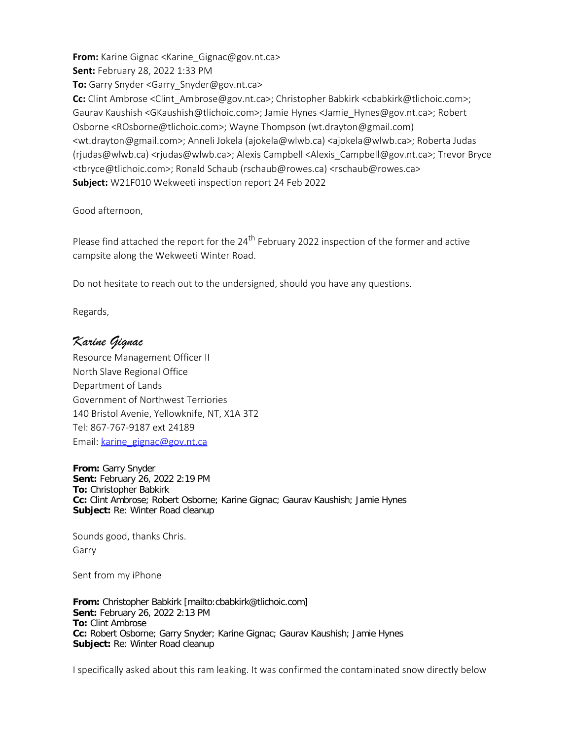**From:** Karine Gignac <Karine_Gignac@gov.nt.ca>
**Sent:** February 28, 2022 1:33 PM
**To:** Garry Snyder <Garry_Snyder@gov.nt.ca>
**Cc:** Clint Ambrose <Clint_Ambrose@gov.nt.ca>; Christopher Babkirk <cbabkirk@tlichoic.com>; Gaurav Kaushish <GKaushish@tlichoic.com>; Jamie Hynes <Jamie_Hynes@gov.nt.ca>; Robert Osborne <ROsborne@tlichoic.com>; Wayne Thompson (wt.drayton@gmail.com) <wt.drayton@gmail.com>; Anneli Jokela (ajokela@wlwb.ca) <ajokela@wlwb.ca>; Roberta Judas (rjudas@wlwb.ca) <rjudas@wlwb.ca>; Alexis Campbell <Alexis_Campbell@gov.nt.ca>; Trevor Bryce <tbryce@tlichoic.com>; Ronald Schaub (rschaub@rowes.ca) <rschaub@rowes.ca>
**Subject:** W21F010 Wekweeti inspection report 24 Feb 2022

Good afternoon,

Please find attached the report for the 24th February 2022 inspection of the former and active campsite along the Wekweeti Winter Road.

Do not hesitate to reach out to the undersigned, should you have any questions.

Regards,

*Karine Gignac*
Resource Management Officer II
North Slave Regional Office
Department of Lands
Government of Northwest Terriories
140 Bristol Avenie, Yellowknife, NT, X1A 3T2
Tel: 867-767-9187 ext 24189
Email: karine_gignac@gov.nt.ca

**From:** Garry Snyder
**Sent:** February 26, 2022 2:19 PM
**To:** Christopher Babkirk
**Cc:** Clint Ambrose; Robert Osborne; Karine Gignac; Gaurav Kaushish; Jamie Hynes
**Subject:** Re: Winter Road cleanup

Sounds good, thanks Chris.
Garry

Sent from my iPhone

**From:** Christopher Babkirk [mailto:cbabkirk@tlichoic.com]
**Sent:** February 26, 2022 2:13 PM
**To:** Clint Ambrose
**Cc:** Robert Osborne; Garry Snyder; Karine Gignac; Gaurav Kaushish; Jamie Hynes
**Subject:** Re: Winter Road cleanup

I specifically asked about this ram leaking. It was confirmed the contaminated snow directly below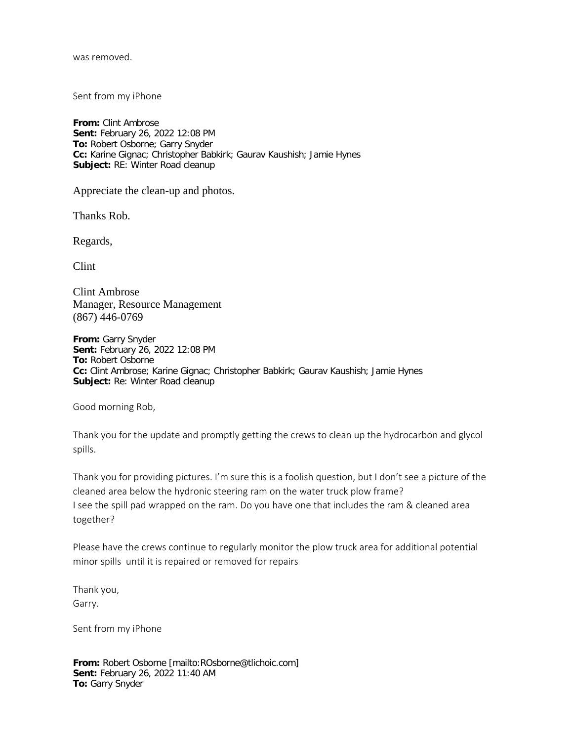was removed.

Sent from my iPhone

**From:** Clint Ambrose
**Sent:** February 26, 2022 12:08 PM
**To:** Robert Osborne; Garry Snyder
**Cc:** Karine Gignac; Christopher Babkirk; Gaurav Kaushish; Jamie Hynes
**Subject:** RE: Winter Road cleanup

Appreciate the clean-up and photos.

Thanks Rob.

Regards,

Clint

Clint Ambrose
Manager, Resource Management
(867) 446-0769

**From:** Garry Snyder
**Sent:** February 26, 2022 12:08 PM
**To:** Robert Osborne
**Cc:** Clint Ambrose; Karine Gignac; Christopher Babkirk; Gaurav Kaushish; Jamie Hynes
**Subject:** Re: Winter Road cleanup

Good morning Rob,

Thank you for the update and promptly getting the crews to clean up the hydrocarbon and glycol spills.

Thank you for providing pictures. I'm sure this is a foolish question, but I don't see a picture of the cleaned area below the hydronic steering ram on the water truck plow frame?
I see the spill pad wrapped on the ram. Do you have one that includes the ram & cleaned area together?

Please have the crews continue to regularly monitor the plow truck area for additional potential minor spills until it is repaired or removed for repairs

Thank you,
Garry.

Sent from my iPhone

**From:** Robert Osborne [mailto:ROsborne@tlichoic.com]
**Sent:** February 26, 2022 11:40 AM
**To:** Garry Snyder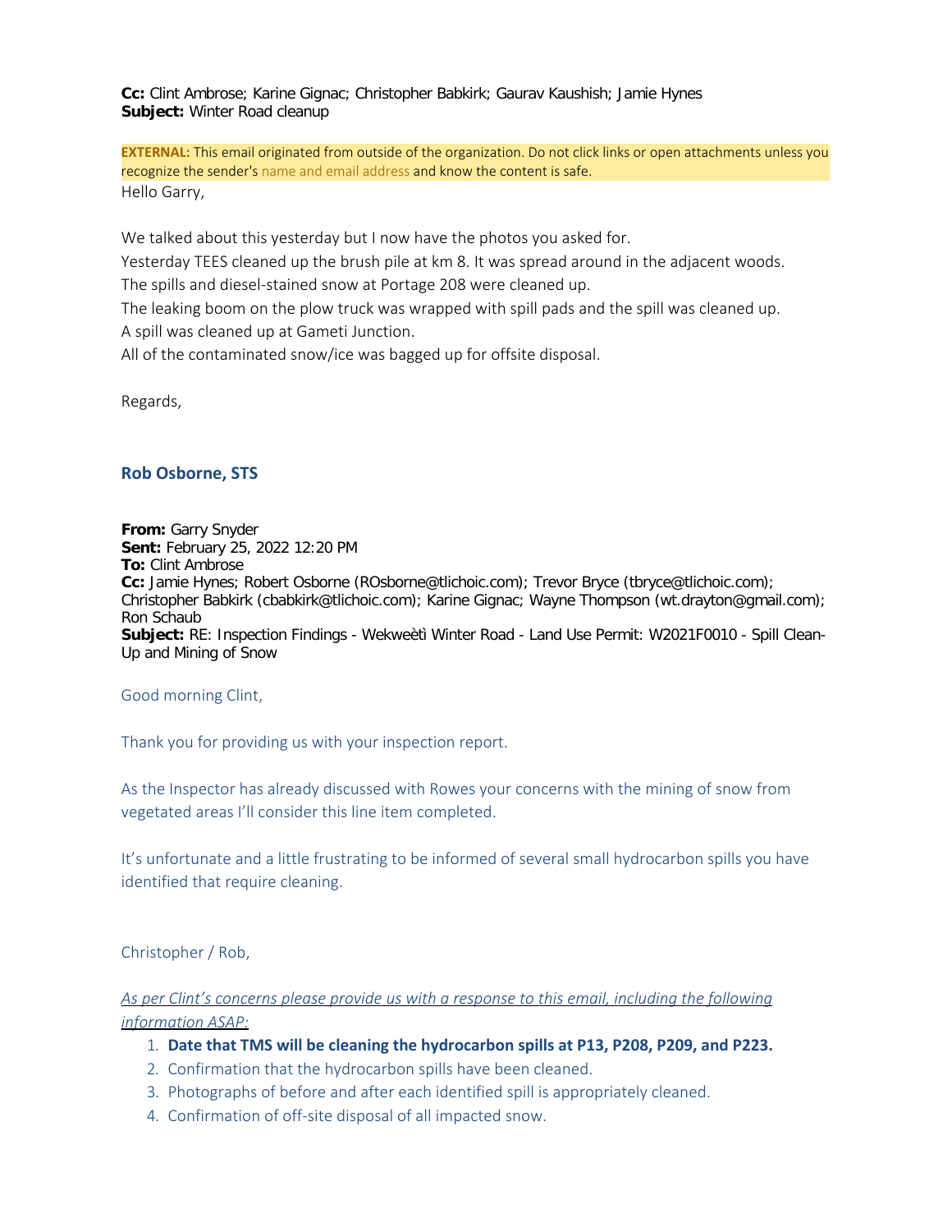**Cc:** Clint Ambrose; Karine Gignac; Christopher Babkirk; Gaurav Kaushish; Jamie Hynes
**Subject:** Winter Road cleanup

**EXTERNAL:** This email originated from outside of the organization. Do not click links or open attachments unless you recognize the sender's name and email address and know the content is safe.

Hello Garry,

We talked about this yesterday but I now have the photos you asked for.
Yesterday TEES cleaned up the brush pile at km 8. It was spread around in the adjacent woods.
The spills and diesel-stained snow at Portage 208 were cleaned up.
The leaking boom on the plow truck was wrapped with spill pads and the spill was cleaned up.
A spill was cleaned up at Gameti Junction.
All of the contaminated snow/ice was bagged up for offsite disposal.

Regards,

**Rob Osborne, STS**

**From:** Garry Snyder
**Sent:** February 25, 2022 12:20 PM
**To:** Clint Ambrose
**Cc:** Jamie Hynes; Robert Osborne (ROsborne@tlichoic.com); Trevor Bryce (tbryce@tlichoic.com); Christopher Babkirk (cbabkirk@tlichoic.com); Karine Gignac; Wayne Thompson (wt.drayton@gmail.com); Ron Schaub
**Subject:** RE: Inspection Findings - Wekweètì Winter Road - Land Use Permit: W2021F0010 - Spill Clean-Up and Mining of Snow

Good morning Clint,

Thank you for providing us with your inspection report.

As the Inspector has already discussed with Rowes your concerns with the mining of snow from vegetated areas I'll consider this line item completed.

It's unfortunate and a little frustrating to be informed of several small hydrocarbon spills you have identified that require cleaning.

Christopher / Rob,

*As per Clint's concerns please provide us with a response to this email, including the following information ASAP:*

1. **Date that TMS will be cleaning the hydrocarbon spills at P13, P208, P209, and P223.**
2. Confirmation that the hydrocarbon spills have been cleaned.
3. Photographs of before and after each identified spill is appropriately cleaned.
4. Confirmation of off-site disposal of all impacted snow.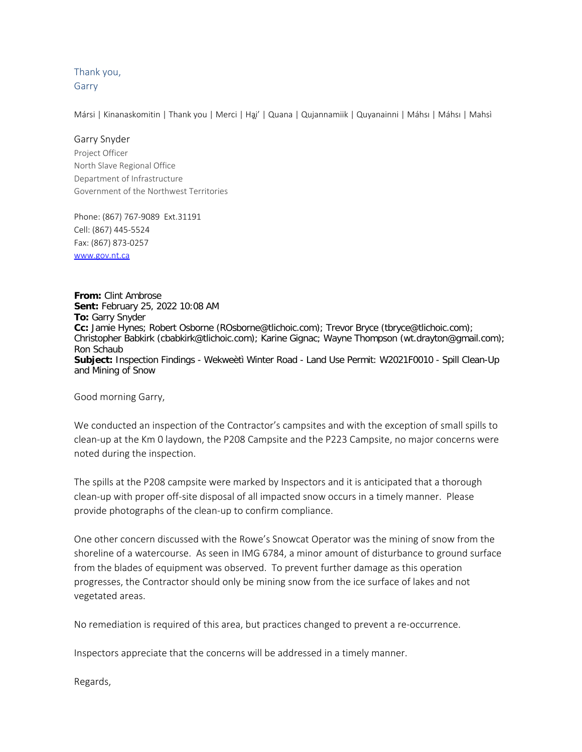Thank you,
Garry

Mársi | Kinanaskomitin | Thank you | Merci | Hąi' | Quana | Qujannamiik | Quyanainni | Máhsı | Máhsı | Mahsì

Garry Snyder
Project Officer
North Slave Regional Office
Department of Infrastructure
Government of the Northwest Territories

Phone: (867) 767-9089 Ext.31191
Cell: (867) 445-5524
Fax: (867) 873-0257
www.gov.nt.ca

**From:** Clint Ambrose
**Sent:** February 25, 2022 10:08 AM
**To:** Garry Snyder
**Cc:** Jamie Hynes; Robert Osborne (ROsborne@tlichoic.com); Trevor Bryce (tbryce@tlichoic.com); Christopher Babkirk (cbabkirk@tlichoic.com); Karine Gignac; Wayne Thompson (wt.drayton@gmail.com); Ron Schaub
**Subject:** Inspection Findings - Wekweètì Winter Road - Land Use Permit: W2021F0010 - Spill Clean-Up and Mining of Snow

Good morning Garry,

We conducted an inspection of the Contractor's campsites and with the exception of small spills to clean-up at the Km 0 laydown, the P208 Campsite and the P223 Campsite, no major concerns were noted during the inspection.

The spills at the P208 campsite were marked by Inspectors and it is anticipated that a thorough clean-up with proper off-site disposal of all impacted snow occurs in a timely manner. Please provide photographs of the clean-up to confirm compliance.

One other concern discussed with the Rowe's Snowcat Operator was the mining of snow from the shoreline of a watercourse. As seen in IMG 6784, a minor amount of disturbance to ground surface from the blades of equipment was observed. To prevent further damage as this operation progresses, the Contractor should only be mining snow from the ice surface of lakes and not vegetated areas.

No remediation is required of this area, but practices changed to prevent a re-occurrence.

Inspectors appreciate that the concerns will be addressed in a timely manner.

Regards,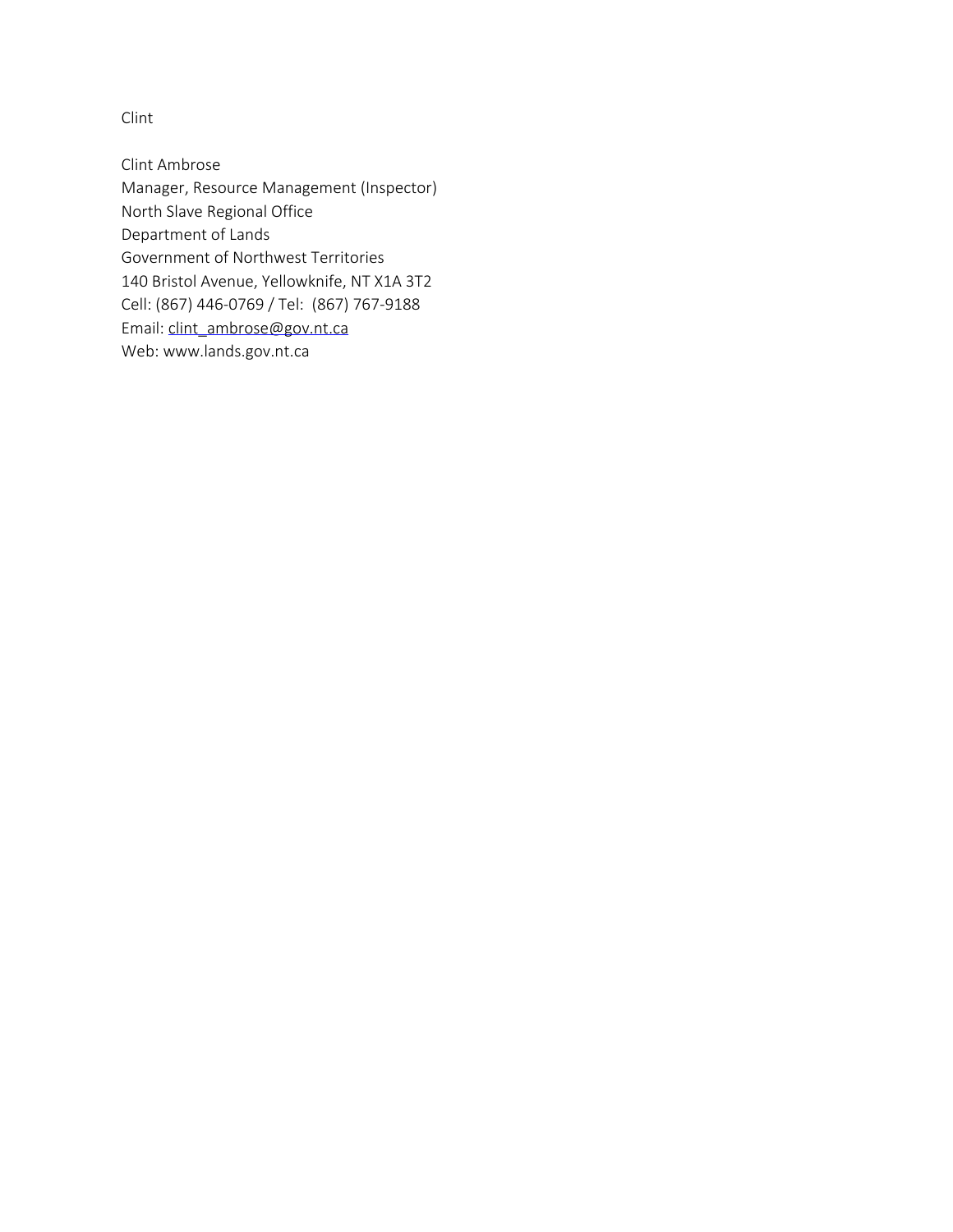Clint

Clint Ambrose  
Manager, Resource Management (Inspector)  
North Slave Regional Office  
Department of Lands  
Government of Northwest Territories  
140 Bristol Avenue, Yellowknife, NT X1A 3T2  
Cell: (867) 446-0769 / Tel: (867) 767-9188  
Email: clint_ambrose@gov.nt.ca  
Web: www.lands.gov.nt.ca